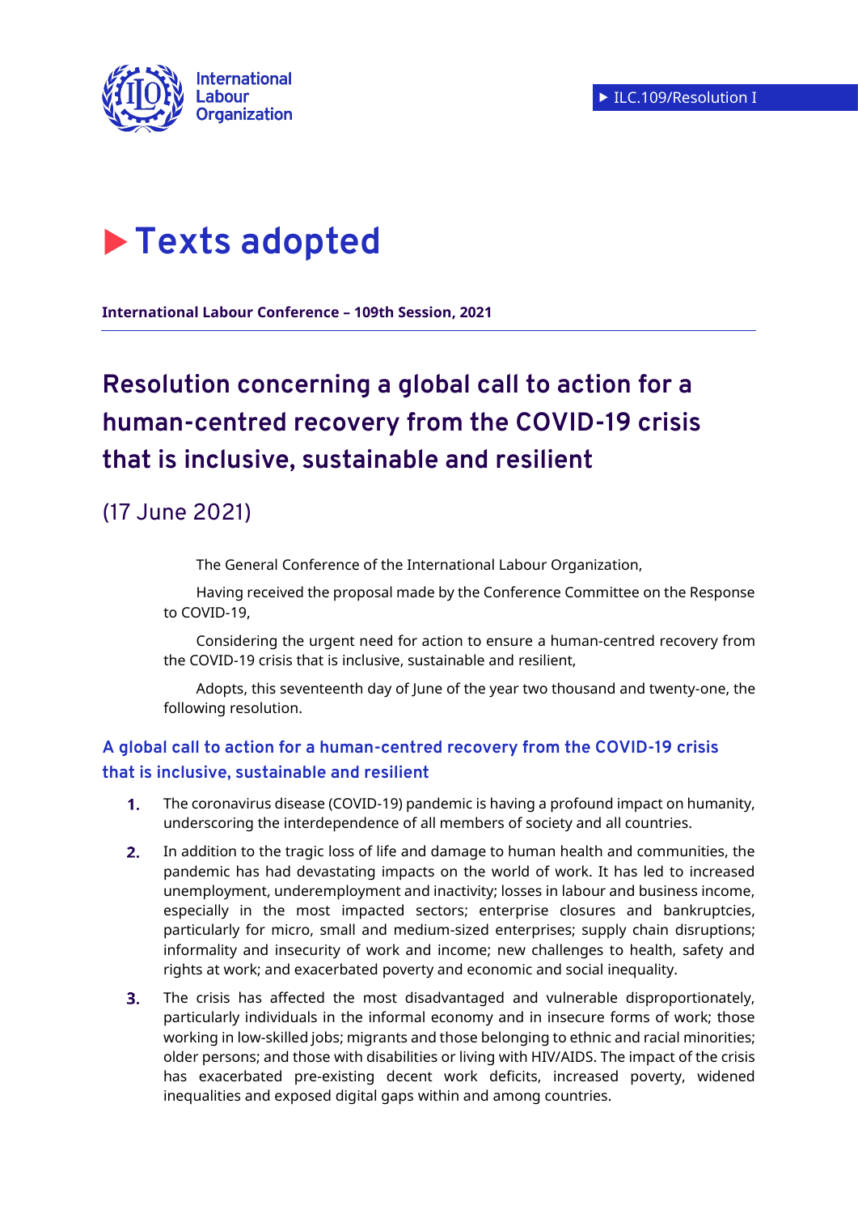International Labour Organization

ILC.109/Resolution I

# Texts adopted

**International Labour Conference – 109th Session, 2021**

## Resolution concerning a global call to action for a human-centred recovery from the COVID-19 crisis that is inclusive, sustainable and resilient

(17 June 2021)

The General Conference of the International Labour Organization,

Having received the proposal made by the Conference Committee on the Response to COVID-19,

Considering the urgent need for action to ensure a human-centred recovery from the COVID-19 crisis that is inclusive, sustainable and resilient,

Adopts, this seventeenth day of June of the year two thousand and twenty-one, the following resolution.

### A global call to action for a human-centred recovery from the COVID-19 crisis that is inclusive, sustainable and resilient

1. The coronavirus disease (COVID-19) pandemic is having a profound impact on humanity, underscoring the interdependence of all members of society and all countries.

2. In addition to the tragic loss of life and damage to human health and communities, the pandemic has had devastating impacts on the world of work. It has led to increased unemployment, underemployment and inactivity; losses in labour and business income, especially in the most impacted sectors; enterprise closures and bankruptcies, particularly for micro, small and medium-sized enterprises; supply chain disruptions; informality and insecurity of work and income; new challenges to health, safety and rights at work; and exacerbated poverty and economic and social inequality.

3. The crisis has affected the most disadvantaged and vulnerable disproportionately, particularly individuals in the informal economy and in insecure forms of work; those working in low-skilled jobs; migrants and those belonging to ethnic and racial minorities; older persons; and those with disabilities or living with HIV/AIDS. The impact of the crisis has exacerbated pre-existing decent work deficits, increased poverty, widened inequalities and exposed digital gaps within and among countries.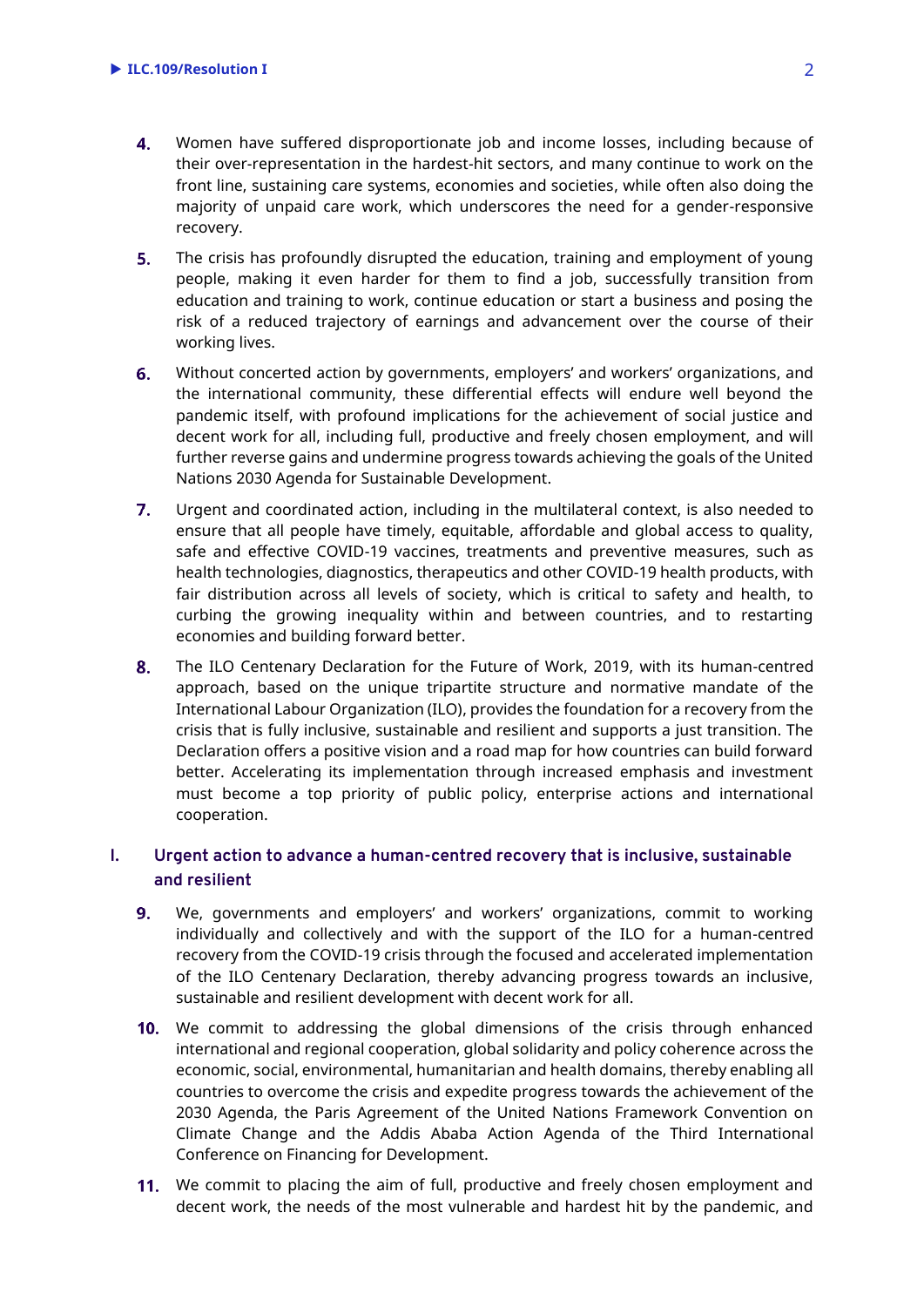4. Women have suffered disproportionate job and income losses, including because of their over-representation in the hardest-hit sectors, and many continue to work on the front line, sustaining care systems, economies and societies, while often also doing the majority of unpaid care work, which underscores the need for a gender-responsive recovery.

5. The crisis has profoundly disrupted the education, training and employment of young people, making it even harder for them to find a job, successfully transition from education and training to work, continue education or start a business and posing the risk of a reduced trajectory of earnings and advancement over the course of their working lives.

6. Without concerted action by governments, employers' and workers' organizations, and the international community, these differential effects will endure well beyond the pandemic itself, with profound implications for the achievement of social justice and decent work for all, including full, productive and freely chosen employment, and will further reverse gains and undermine progress towards achieving the goals of the United Nations 2030 Agenda for Sustainable Development.

7. Urgent and coordinated action, including in the multilateral context, is also needed to ensure that all people have timely, equitable, affordable and global access to quality, safe and effective COVID-19 vaccines, treatments and preventive measures, such as health technologies, diagnostics, therapeutics and other COVID-19 health products, with fair distribution across all levels of society, which is critical to safety and health, to curbing the growing inequality within and between countries, and to restarting economies and building forward better.

8. The ILO Centenary Declaration for the Future of Work, 2019, with its human-centred approach, based on the unique tripartite structure and normative mandate of the International Labour Organization (ILO), provides the foundation for a recovery from the crisis that is fully inclusive, sustainable and resilient and supports a just transition. The Declaration offers a positive vision and a road map for how countries can build forward better. Accelerating its implementation through increased emphasis and investment must become a top priority of public policy, enterprise actions and international cooperation.

## I. Urgent action to advance a human-centred recovery that is inclusive, sustainable and resilient

9. We, governments and employers' and workers' organizations, commit to working individually and collectively and with the support of the ILO for a human-centred recovery from the COVID-19 crisis through the focused and accelerated implementation of the ILO Centenary Declaration, thereby advancing progress towards an inclusive, sustainable and resilient development with decent work for all.

10. We commit to addressing the global dimensions of the crisis through enhanced international and regional cooperation, global solidarity and policy coherence across the economic, social, environmental, humanitarian and health domains, thereby enabling all countries to overcome the crisis and expedite progress towards the achievement of the 2030 Agenda, the Paris Agreement of the United Nations Framework Convention on Climate Change and the Addis Ababa Action Agenda of the Third International Conference on Financing for Development.

11. We commit to placing the aim of full, productive and freely chosen employment and decent work, the needs of the most vulnerable and hardest hit by the pandemic, and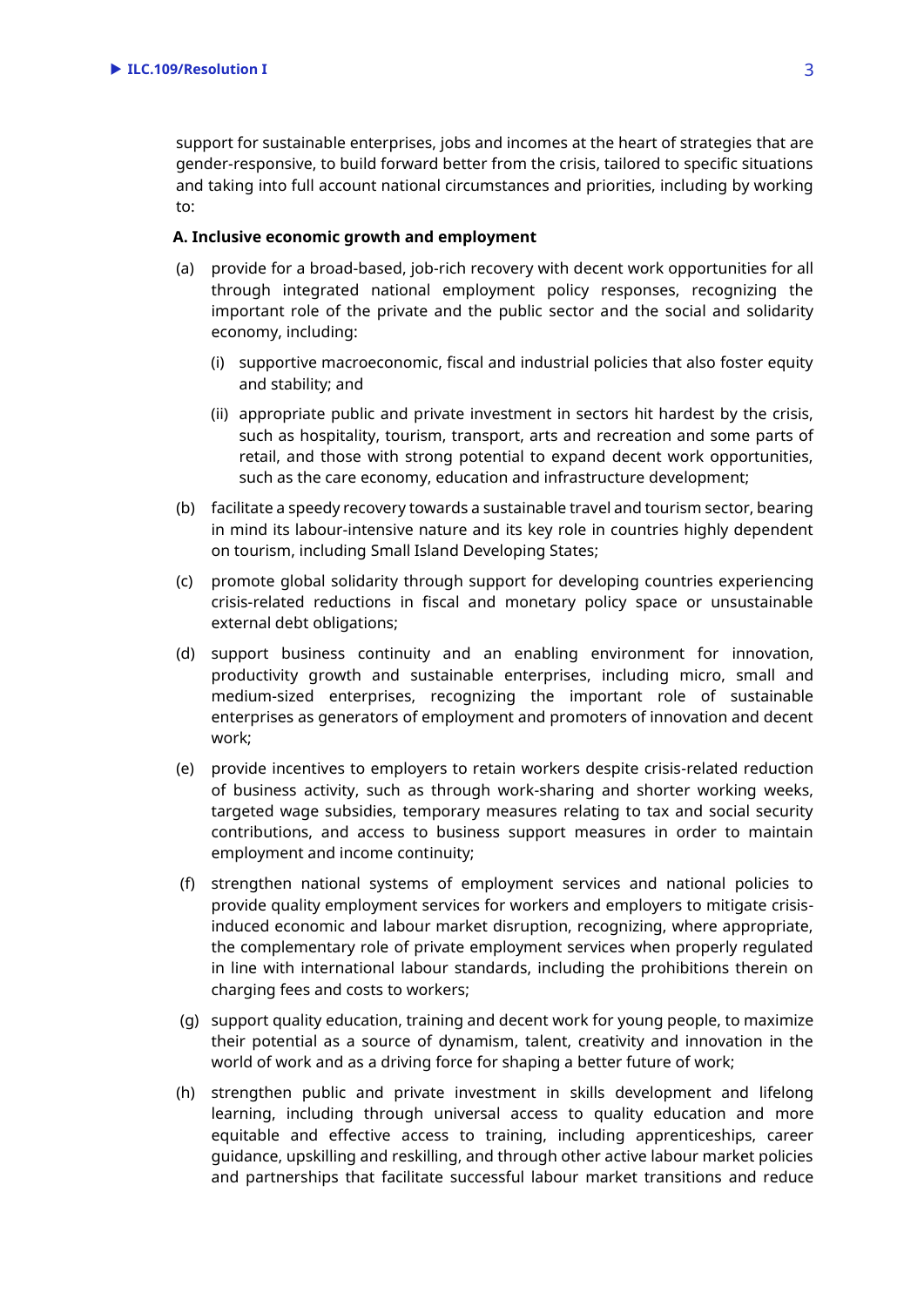support for sustainable enterprises, jobs and incomes at the heart of strategies that are gender-responsive, to build forward better from the crisis, tailored to specific situations and taking into full account national circumstances and priorities, including by working to:

**A. Inclusive economic growth and employment**

(a) provide for a broad-based, job-rich recovery with decent work opportunities for all through integrated national employment policy responses, recognizing the important role of the private and the public sector and the social and solidarity economy, including:

 (i) supportive macroeconomic, fiscal and industrial policies that also foster equity and stability; and

 (ii) appropriate public and private investment in sectors hit hardest by the crisis, such as hospitality, tourism, transport, arts and recreation and some parts of retail, and those with strong potential to expand decent work opportunities, such as the care economy, education and infrastructure development;

(b) facilitate a speedy recovery towards a sustainable travel and tourism sector, bearing in mind its labour-intensive nature and its key role in countries highly dependent on tourism, including Small Island Developing States;

(c) promote global solidarity through support for developing countries experiencing crisis-related reductions in fiscal and monetary policy space or unsustainable external debt obligations;

(d) support business continuity and an enabling environment for innovation, productivity growth and sustainable enterprises, including micro, small and medium-sized enterprises, recognizing the important role of sustainable enterprises as generators of employment and promoters of innovation and decent work;

(e) provide incentives to employers to retain workers despite crisis-related reduction of business activity, such as through work-sharing and shorter working weeks, targeted wage subsidies, temporary measures relating to tax and social security contributions, and access to business support measures in order to maintain employment and income continuity;

(f) strengthen national systems of employment services and national policies to provide quality employment services for workers and employers to mitigate crisis-induced economic and labour market disruption, recognizing, where appropriate, the complementary role of private employment services when properly regulated in line with international labour standards, including the prohibitions therein on charging fees and costs to workers;

(g) support quality education, training and decent work for young people, to maximize their potential as a source of dynamism, talent, creativity and innovation in the world of work and as a driving force for shaping a better future of work;

(h) strengthen public and private investment in skills development and lifelong learning, including through universal access to quality education and more equitable and effective access to training, including apprenticeships, career guidance, upskilling and reskilling, and through other active labour market policies and partnerships that facilitate successful labour market transitions and reduce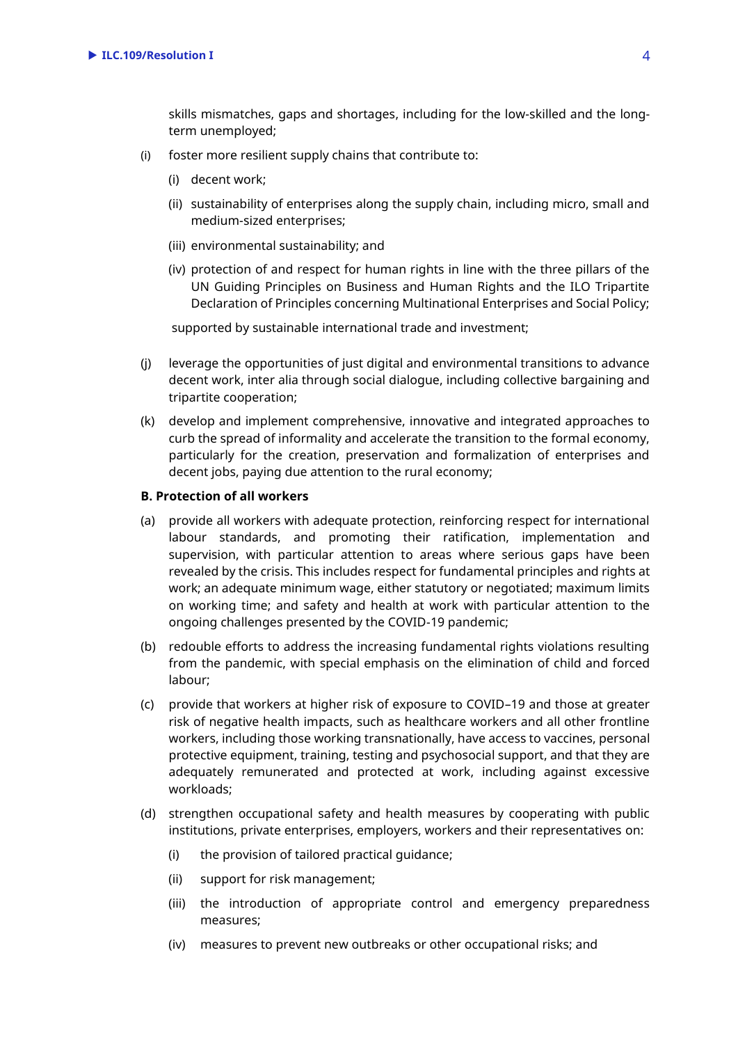skills mismatches, gaps and shortages, including for the low-skilled and the long-term unemployed;

(i) foster more resilient supply chains that contribute to:

   (i) decent work;

   (ii) sustainability of enterprises along the supply chain, including micro, small and medium-sized enterprises;

   (iii) environmental sustainability; and

   (iv) protection of and respect for human rights in line with the three pillars of the UN Guiding Principles on Business and Human Rights and the ILO Tripartite Declaration of Principles concerning Multinational Enterprises and Social Policy;

   supported by sustainable international trade and investment;

(j) leverage the opportunities of just digital and environmental transitions to advance decent work, inter alia through social dialogue, including collective bargaining and tripartite cooperation;

(k) develop and implement comprehensive, innovative and integrated approaches to curb the spread of informality and accelerate the transition to the formal economy, particularly for the creation, preservation and formalization of enterprises and decent jobs, paying due attention to the rural economy;

**B. Protection of all workers**

(a) provide all workers with adequate protection, reinforcing respect for international labour standards, and promoting their ratification, implementation and supervision, with particular attention to areas where serious gaps have been revealed by the crisis. This includes respect for fundamental principles and rights at work; an adequate minimum wage, either statutory or negotiated; maximum limits on working time; and safety and health at work with particular attention to the ongoing challenges presented by the COVID-19 pandemic;

(b) redouble efforts to address the increasing fundamental rights violations resulting from the pandemic, with special emphasis on the elimination of child and forced labour;

(c) provide that workers at higher risk of exposure to COVID–19 and those at greater risk of negative health impacts, such as healthcare workers and all other frontline workers, including those working transnationally, have access to vaccines, personal protective equipment, training, testing and psychosocial support, and that they are adequately remunerated and protected at work, including against excessive workloads;

(d) strengthen occupational safety and health measures by cooperating with public institutions, private enterprises, employers, workers and their representatives on:

   (i) the provision of tailored practical guidance;

   (ii) support for risk management;

   (iii) the introduction of appropriate control and emergency preparedness measures;

   (iv) measures to prevent new outbreaks or other occupational risks; and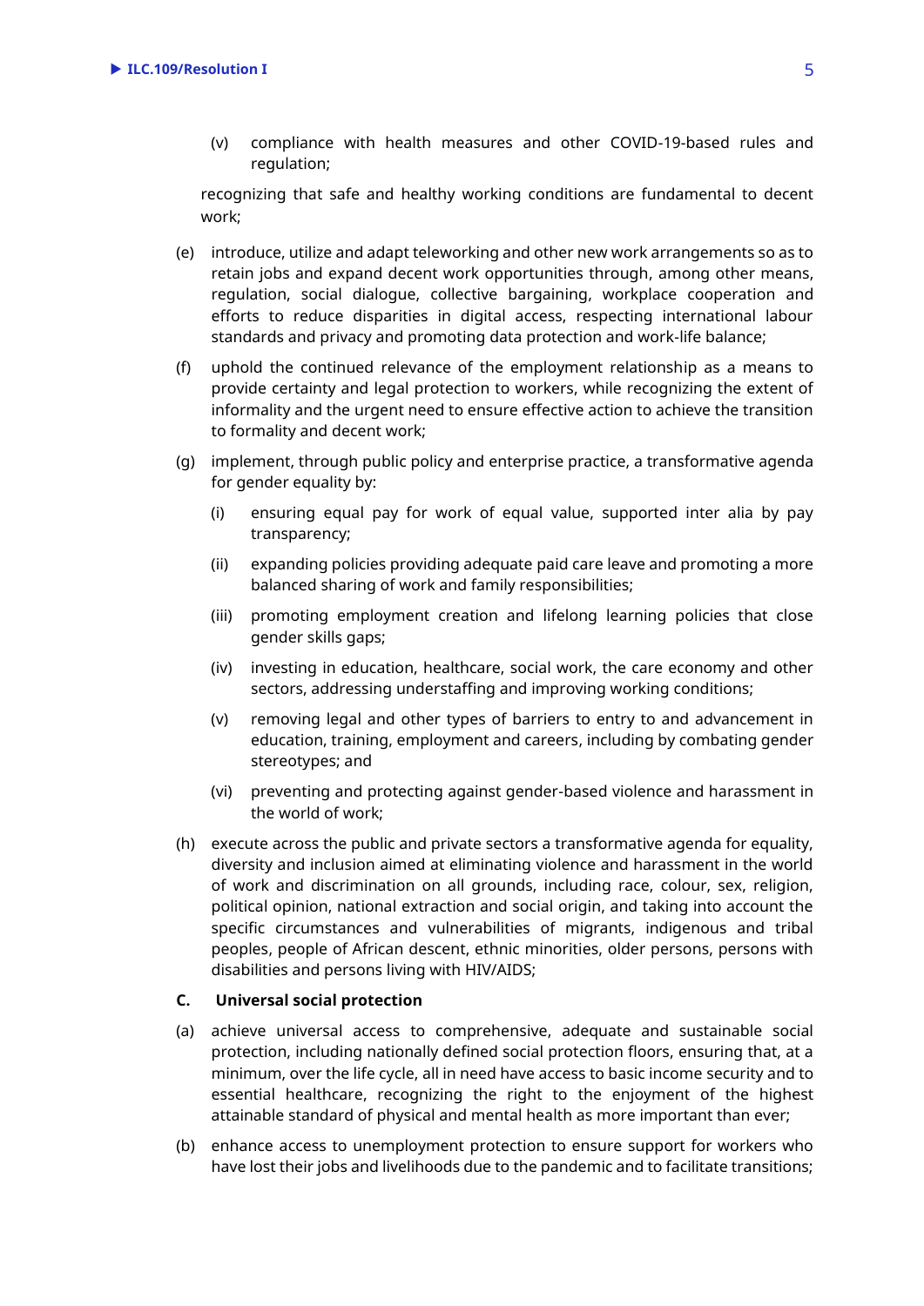(v) compliance with health measures and other COVID-19-based rules and regulation;

recognizing that safe and healthy working conditions are fundamental to decent work;

(e) introduce, utilize and adapt teleworking and other new work arrangements so as to retain jobs and expand decent work opportunities through, among other means, regulation, social dialogue, collective bargaining, workplace cooperation and efforts to reduce disparities in digital access, respecting international labour standards and privacy and promoting data protection and work-life balance;

(f) uphold the continued relevance of the employment relationship as a means to provide certainty and legal protection to workers, while recognizing the extent of informality and the urgent need to ensure effective action to achieve the transition to formality and decent work;

(g) implement, through public policy and enterprise practice, a transformative agenda for gender equality by:

(i) ensuring equal pay for work of equal value, supported inter alia by pay transparency;

(ii) expanding policies providing adequate paid care leave and promoting a more balanced sharing of work and family responsibilities;

(iii) promoting employment creation and lifelong learning policies that close gender skills gaps;

(iv) investing in education, healthcare, social work, the care economy and other sectors, addressing understaffing and improving working conditions;

(v) removing legal and other types of barriers to entry to and advancement in education, training, employment and careers, including by combating gender stereotypes; and

(vi) preventing and protecting against gender-based violence and harassment in the world of work;

(h) execute across the public and private sectors a transformative agenda for equality, diversity and inclusion aimed at eliminating violence and harassment in the world of work and discrimination on all grounds, including race, colour, sex, religion, political opinion, national extraction and social origin, and taking into account the specific circumstances and vulnerabilities of migrants, indigenous and tribal peoples, people of African descent, ethnic minorities, older persons, persons with disabilities and persons living with HIV/AIDS;

**C. Universal social protection**

(a) achieve universal access to comprehensive, adequate and sustainable social protection, including nationally defined social protection floors, ensuring that, at a minimum, over the life cycle, all in need have access to basic income security and to essential healthcare, recognizing the right to the enjoyment of the highest attainable standard of physical and mental health as more important than ever;

(b) enhance access to unemployment protection to ensure support for workers who have lost their jobs and livelihoods due to the pandemic and to facilitate transitions;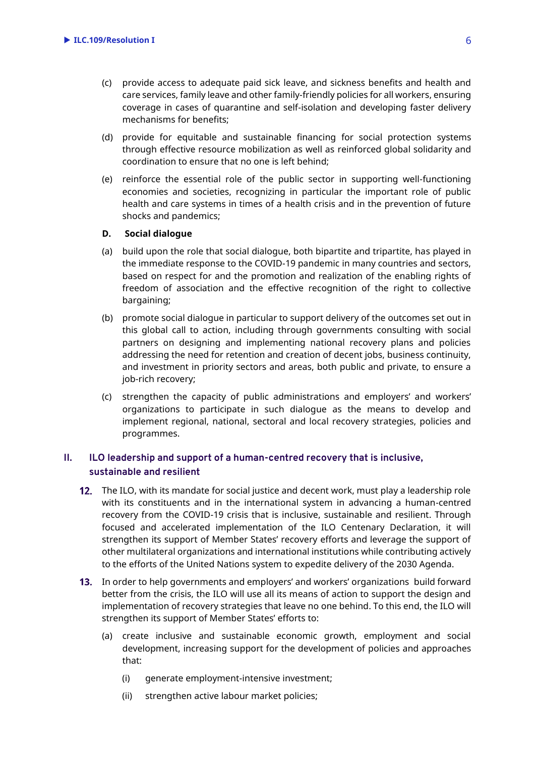(c) provide access to adequate paid sick leave, and sickness benefits and health and care services, family leave and other family-friendly policies for all workers, ensuring coverage in cases of quarantine and self-isolation and developing faster delivery mechanisms for benefits;

(d) provide for equitable and sustainable financing for social protection systems through effective resource mobilization as well as reinforced global solidarity and coordination to ensure that no one is left behind;

(e) reinforce the essential role of the public sector in supporting well-functioning economies and societies, recognizing in particular the important role of public health and care systems in times of a health crisis and in the prevention of future shocks and pandemics;

**D. Social dialogue**

(a) build upon the role that social dialogue, both bipartite and tripartite, has played in the immediate response to the COVID-19 pandemic in many countries and sectors, based on respect for and the promotion and realization of the enabling rights of freedom of association and the effective recognition of the right to collective bargaining;

(b) promote social dialogue in particular to support delivery of the outcomes set out in this global call to action, including through governments consulting with social partners on designing and implementing national recovery plans and policies addressing the need for retention and creation of decent jobs, business continuity, and investment in priority sectors and areas, both public and private, to ensure a job-rich recovery;

(c) strengthen the capacity of public administrations and employers' and workers' organizations to participate in such dialogue as the means to develop and implement regional, national, sectoral and local recovery strategies, policies and programmes.

## II. ILO leadership and support of a human-centred recovery that is inclusive, sustainable and resilient

**12.** The ILO, with its mandate for social justice and decent work, must play a leadership role with its constituents and in the international system in advancing a human-centred recovery from the COVID-19 crisis that is inclusive, sustainable and resilient. Through focused and accelerated implementation of the ILO Centenary Declaration, it will strengthen its support of Member States' recovery efforts and leverage the support of other multilateral organizations and international institutions while contributing actively to the efforts of the United Nations system to expedite delivery of the 2030 Agenda.

**13.** In order to help governments and employers' and workers' organizations build forward better from the crisis, the ILO will use all its means of action to support the design and implementation of recovery strategies that leave no one behind. To this end, the ILO will strengthen its support of Member States' efforts to:

(a) create inclusive and sustainable economic growth, employment and social development, increasing support for the development of policies and approaches that:

(i) generate employment-intensive investment;

(ii) strengthen active labour market policies;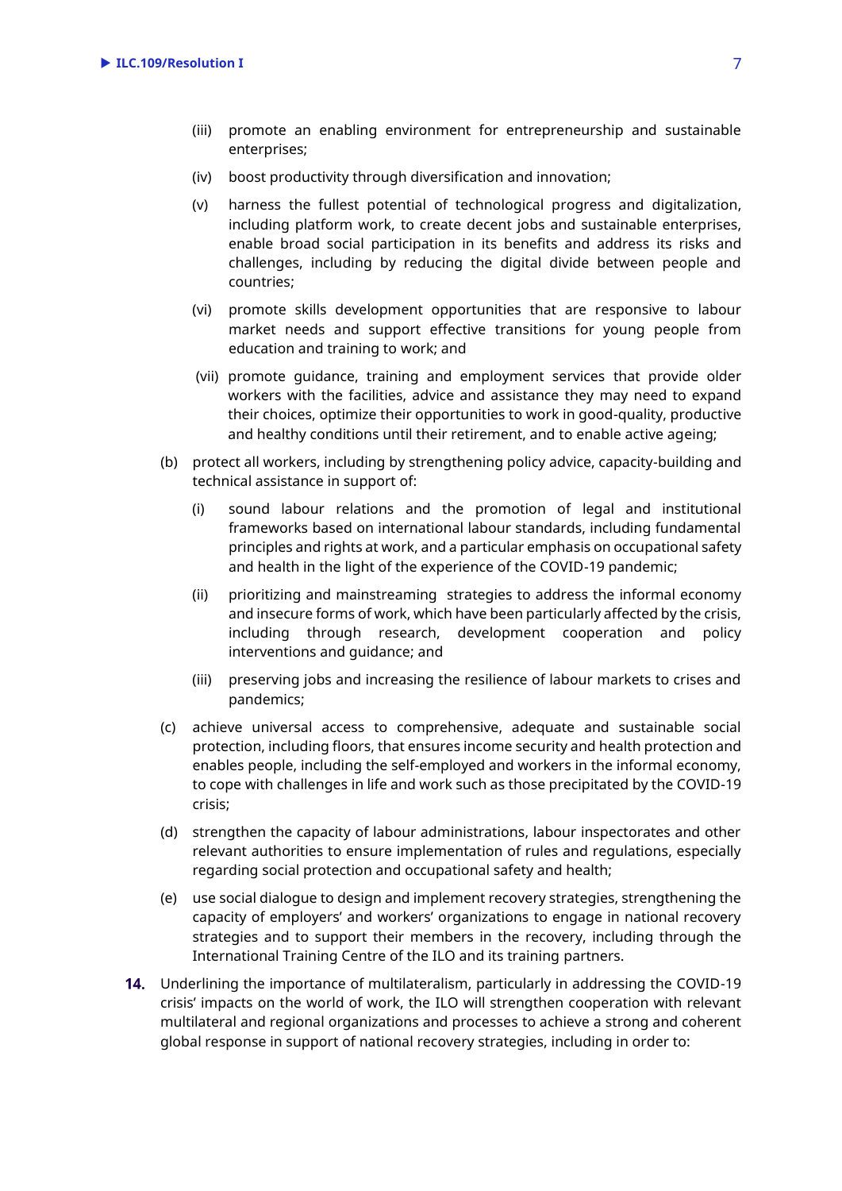(iii) promote an enabling environment for entrepreneurship and sustainable enterprises;

(iv) boost productivity through diversification and innovation;

(v) harness the fullest potential of technological progress and digitalization, including platform work, to create decent jobs and sustainable enterprises, enable broad social participation in its benefits and address its risks and challenges, including by reducing the digital divide between people and countries;

(vi) promote skills development opportunities that are responsive to labour market needs and support effective transitions for young people from education and training to work; and

(vii) promote guidance, training and employment services that provide older workers with the facilities, advice and assistance they may need to expand their choices, optimize their opportunities to work in good-quality, productive and healthy conditions until their retirement, and to enable active ageing;

(b) protect all workers, including by strengthening policy advice, capacity-building and technical assistance in support of:

(i) sound labour relations and the promotion of legal and institutional frameworks based on international labour standards, including fundamental principles and rights at work, and a particular emphasis on occupational safety and health in the light of the experience of the COVID-19 pandemic;

(ii) prioritizing and mainstreaming strategies to address the informal economy and insecure forms of work, which have been particularly affected by the crisis, including through research, development cooperation and policy interventions and guidance; and

(iii) preserving jobs and increasing the resilience of labour markets to crises and pandemics;

(c) achieve universal access to comprehensive, adequate and sustainable social protection, including floors, that ensures income security and health protection and enables people, including the self-employed and workers in the informal economy, to cope with challenges in life and work such as those precipitated by the COVID-19 crisis;

(d) strengthen the capacity of labour administrations, labour inspectorates and other relevant authorities to ensure implementation of rules and regulations, especially regarding social protection and occupational safety and health;

(e) use social dialogue to design and implement recovery strategies, strengthening the capacity of employers' and workers' organizations to engage in national recovery strategies and to support their members in the recovery, including through the International Training Centre of the ILO and its training partners.

**14.** Underlining the importance of multilateralism, particularly in addressing the COVID-19 crisis' impacts on the world of work, the ILO will strengthen cooperation with relevant multilateral and regional organizations and processes to achieve a strong and coherent global response in support of national recovery strategies, including in order to: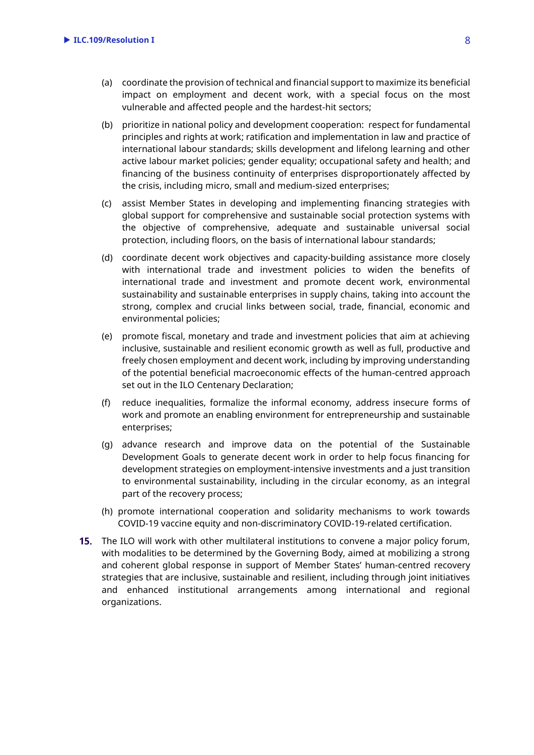(a) coordinate the provision of technical and financial support to maximize its beneficial impact on employment and decent work, with a special focus on the most vulnerable and affected people and the hardest-hit sectors;

(b) prioritize in national policy and development cooperation: respect for fundamental principles and rights at work; ratification and implementation in law and practice of international labour standards; skills development and lifelong learning and other active labour market policies; gender equality; occupational safety and health; and financing of the business continuity of enterprises disproportionately affected by the crisis, including micro, small and medium-sized enterprises;

(c) assist Member States in developing and implementing financing strategies with global support for comprehensive and sustainable social protection systems with the objective of comprehensive, adequate and sustainable universal social protection, including floors, on the basis of international labour standards;

(d) coordinate decent work objectives and capacity-building assistance more closely with international trade and investment policies to widen the benefits of international trade and investment and promote decent work, environmental sustainability and sustainable enterprises in supply chains, taking into account the strong, complex and crucial links between social, trade, financial, economic and environmental policies;

(e) promote fiscal, monetary and trade and investment policies that aim at achieving inclusive, sustainable and resilient economic growth as well as full, productive and freely chosen employment and decent work, including by improving understanding of the potential beneficial macroeconomic effects of the human-centred approach set out in the ILO Centenary Declaration;

(f) reduce inequalities, formalize the informal economy, address insecure forms of work and promote an enabling environment for entrepreneurship and sustainable enterprises;

(g) advance research and improve data on the potential of the Sustainable Development Goals to generate decent work in order to help focus financing for development strategies on employment-intensive investments and a just transition to environmental sustainability, including in the circular economy, as an integral part of the recovery process;

(h) promote international cooperation and solidarity mechanisms to work towards COVID-19 vaccine equity and non-discriminatory COVID-19-related certification.

**15.** The ILO will work with other multilateral institutions to convene a major policy forum, with modalities to be determined by the Governing Body, aimed at mobilizing a strong and coherent global response in support of Member States' human-centred recovery strategies that are inclusive, sustainable and resilient, including through joint initiatives and enhanced institutional arrangements among international and regional organizations.